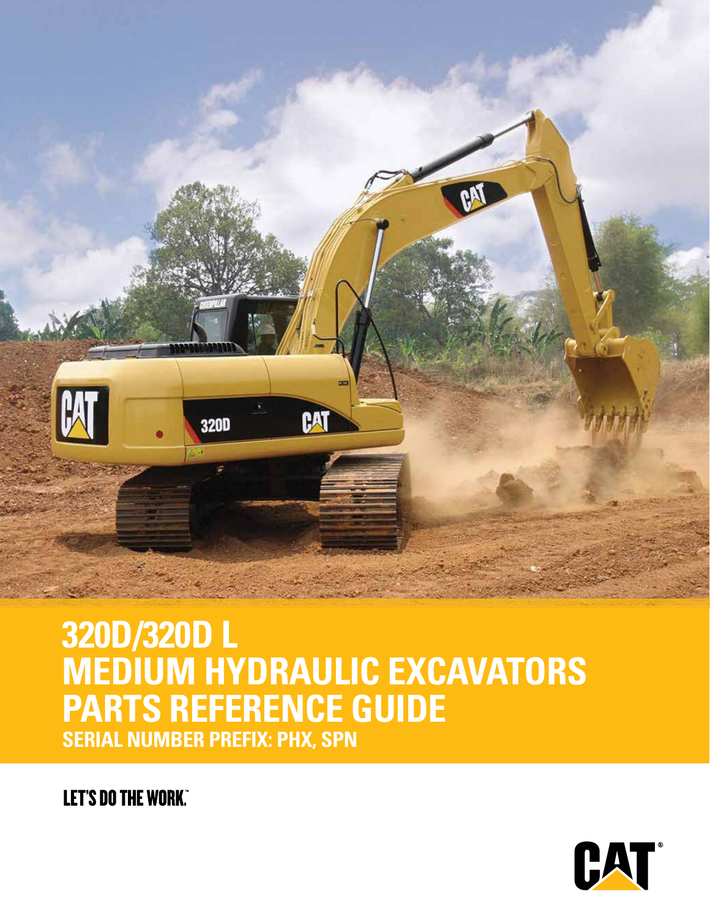# 320D/320D L MEDIUM HYDRAULIC EXCAVATORS PARTS REFERENCE GUIDE

## SERIAL NUMBER PREFIX: PHX, SPN

LET'S DO THE WORK.™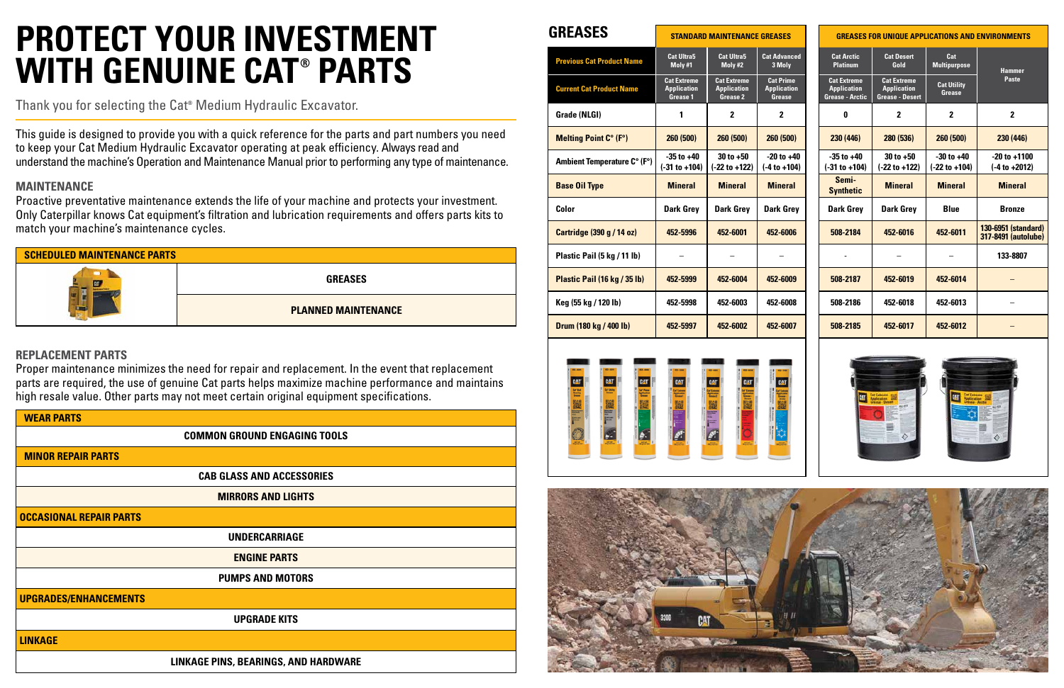# PROTECT YOUR INVESTMENT WITH GENUINE CAT® PARTS

Thank you for selecting the Cat® Medium Hydraulic Excavator.

This guide is designed to provide you with a quick reference for the parts and part numbers you need to keep your Cat Medium Hydraulic Excavator operating at peak efficiency. Always read and understand the machine's Operation and Maintenance Manual prior to performing any type of maintenance.

## MAINTENANCE

Proactive preventative maintenance extends the life of your machine and protects your investment. Only Caterpillar knows Cat equipment's filtration and lubrication requirements and offers parts kits to match your machine's maintenance cycles.

| SCHEDULED MAINTENANCE PARTS | |
|---|---|
| | GREASES |
| | PLANNED MAINTENANCE |

## REPLACEMENT PARTS

Proper maintenance minimizes the need for repair and replacement. In the event that replacement parts are required, the use of genuine Cat parts helps maximize machine performance and maintains high resale value. Other parts may not meet certain original equipment specifications.

| WEAR PARTS |
|---|
| COMMON GROUND ENGAGING TOOLS |
| **MINOR REPAIR PARTS** |
| CAB GLASS AND ACCESSORIES |
| MIRRORS AND LIGHTS |
| **OCCASIONAL REPAIR PARTS** |
| UNDERCARRIAGE |
| ENGINE PARTS |
| PUMPS AND MOTORS |
| **UPGRADES/ENHANCEMENTS** |
| UPGRADE KITS |
| **LINKAGE** |
| LINKAGE PINS, BEARINGS, AND HARDWARE |

## GREASES

| | STANDARD MAINTENANCE GREASES | | | GREASES FOR UNIQUE APPLICATIONS AND ENVIRONMENTS | | | |
|---|---|---|---|---|---|---|---|
| Previous Cat Product Name | Cat Ultra5 Moly #1 | Cat Ultra5 Moly #2 | Cat Advanced 3 Moly | Cat Arctic Platinum | Cat Desert Gold | Cat Multipurpose | Hammer Paste |
| Current Cat Product Name | Cat Extreme Application Grease 1 | Cat Extreme Application Grease 2 | Cat Prime Application Grease | Cat Extreme Application Grease - Arctic | Cat Extreme Application Grease - Desert | Cat Utility Grease | |
| Grade (NLGI) | 1 | 2 | 2 | 0 | 2 | 2 | 2 |
| Melting Point C° (F°) | 260 (500) | 260 (500) | 260 (500) | 230 (446) | 280 (536) | 260 (500) | 230 (446) |
| Ambient Temperature C° (F°) | -35 to +40 (-31 to +104) | 30 to +50 (-22 to +122) | -20 to +40 (-4 to +104) | -35 to +40 (-31 to +104) | 30 to +50 (-22 to +122) | -30 to +40 (-22 to +104) | -20 to +1100 (-4 to +2012) |
| Base Oil Type | Mineral | Mineral | Mineral | Semi-Synthetic | Mineral | Mineral | Mineral |
| Color | Dark Grey | Dark Grey | Dark Grey | Dark Grey | Dark Grey | Blue | Bronze |
| Cartridge (390 g / 14 oz) | 452-5996 | 452-6001 | 452-6006 | 508-2184 | 452-6016 | 452-6011 | 130-6951 (standard) 317-8491 (autolube) |
| Plastic Pail (5 kg / 11 lb) | – | – | – | - | – | – | 133-8807 |
| Plastic Pail (16 kg / 35 lb) | 452-5999 | 452-6004 | 452-6009 | 508-2187 | 452-6019 | 452-6014 | – |
| Keg (55 kg / 120 lb) | 452-5998 | 452-6003 | 452-6008 | 508-2186 | 452-6018 | 452-6013 | – |
| Drum (180 kg / 400 lb) | 452-5997 | 452-6002 | 452-6007 | 508-2185 | 452-6017 | 452-6012 | – |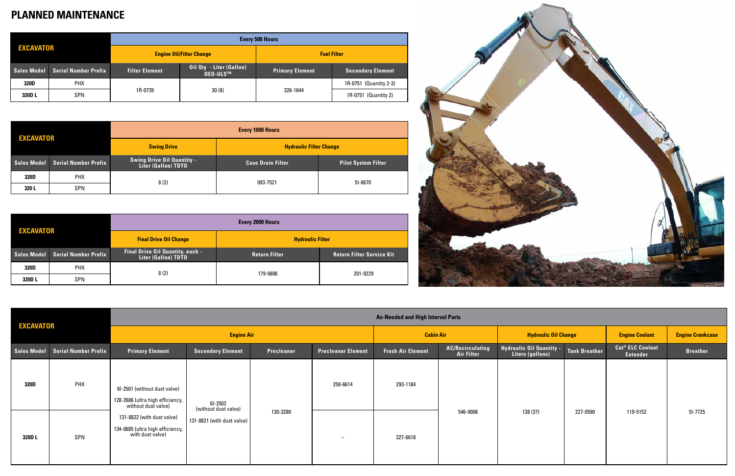# PLANNED MAINTENANCE

| EXCAVATOR | | Every 500 Hours | | | |
|---|---|---|---|---|---|
| | | Engine Oil/Filter Change | | Fuel Filter | |
| Sales Model | Serial Number Prefix | Filter Element | Oil Qty - Liter (Gallon) DEO-ULS™ | Primary Element | Secondary Element |
| 320D | PHX | 1R-0739 | 30 (8) | 326-1644 | 1R-0751 (Quantity 2-3) |
| 320D L | SPN | | | | 1R-0751 (Quantity 2) |

| EXCAVATOR | | Every 1000 Hours | | |
|---|---|---|---|---|
| | | Swing Drive | Hydraulic Filter Change | |
| Sales Model | Serial Number Prefix | Swing Drive Oil Quantity - Liter (Gallon) TDTO | Case Drain Filter | Pilot System Filter |
| 320D | PHX | 8 (2) | 093-7521 | 5I-8670 |
| 320 L | SPN | | | |

| EXCAVATOR | | Every 2000 Hours | | |
|---|---|---|---|---|
| | | Final Drive Oil Change | Hydraulic Filter | |
| Sales Model | Serial Number Prefix | Final Drive Oil Quantity, each - Liter (Gallon) TDTO | Return Filter | Return Filter Service Kit |
| 320D | PHX | 8 (2) | 179-9806 | 201-9229 |
| 320D L | SPN | | | |

| EXCAVATOR | | As-Needed and High Interval Parts | | | | | | | | | |
|---|---|---|---|---|---|---|---|---|---|---|---|
| | | Engine Air | | | | Cabin Air | | Hydraulic Oil Change | | Engine Coolant | Engine Crankcase |
| Sales Model | Serial Number Prefix | Primary Element | Secondary Element | Precleaner | Precleaner Element | Fresh Air Element | AC/Recirculating Air Filter | Hydraulic Oil Quantity - Liters (gallons) | Tank Breather | Cat® ELC Coolant Extender | Breather |
| 320D | PHX | 6I-2501 (without dust valve)<br>128-2686 (ultra high efficiency, without dust valve)<br>131-8822 (with dust valve)<br>134-0685 (ultra high efficiency, with dust valve) | 6I-2502 (without dust valve)<br>131-8821 (with dust valve) | 130-3280 | 258-6614 | 293-1184 | 546-0006 | 138 (37) | 227-0590 | 119-5152 | 5I-7725 |
| 320D L | SPN | | | | – | 327-6618 | | | | | |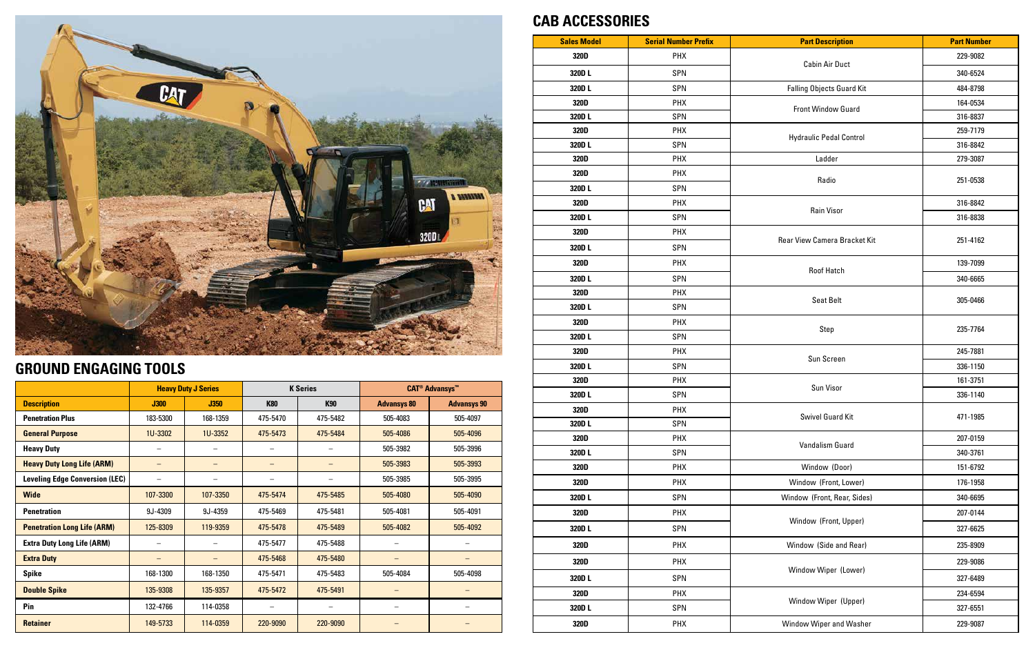## GROUND ENGAGING TOOLS

| | Heavy Duty J Series | | K Series | | CAT® Advansys™ | |
|---|---|---|---|---|---|---|
| **Description** | **J300** | **J350** | **K80** | **K90** | **Advansys 80** | **Advansys 90** |
| **Penetration Plus** | 183-5300 | 168-1359 | 475-5470 | 475-5482 | 505-4083 | 505-4097 |
| **General Purpose** | 1U-3302 | 1U-3352 | 475-5473 | 475-5484 | 505-4086 | 505-4096 |
| **Heavy Duty** | – | – | – | – | 505-3982 | 505-3996 |
| **Heavy Duty Long Life (ARM)** | – | – | – | – | 505-3983 | 505-3993 |
| **Leveling Edge Conversion (LEC)** | – | – | – | – | 505-3985 | 505-3995 |
| **Wide** | 107-3300 | 107-3350 | 475-5474 | 475-5485 | 505-4080 | 505-4090 |
| **Penetration** | 9J-4309 | 9J-4359 | 475-5469 | 475-5481 | 505-4081 | 505-4091 |
| **Penetration Long Life (ARM)** | 125-8309 | 119-9359 | 475-5478 | 475-5489 | 505-4082 | 505-4092 |
| **Extra Duty Long Life (ARM)** | – | – | 475-5477 | 475-5488 | – | – |
| **Extra Duty** | – | – | 475-5468 | 475-5480 | – | – |
| **Spike** | 168-1300 | 168-1350 | 475-5471 | 475-5483 | 505-4084 | 505-4098 |
| **Double Spike** | 135-9308 | 135-9357 | 475-5472 | 475-5491 | – | – |
| **Pin** | 132-4766 | 114-0358 | – | – | – | – |
| **Retainer** | 149-5733 | 114-0359 | 220-9090 | 220-9090 | – | – |

## CAB ACCESSORIES

| Sales Model | Serial Number Prefix | Part Description | Part Number |
|---|---|---|---|
| 320D | PHX | Cabin Air Duct | 229-9082 |
| 320D L | SPN | Cabin Air Duct | 340-6524 |
| 320D L | SPN | Falling Objects Guard Kit | 484-8798 |
| 320D | PHX | Front Window Guard | 164-0534 |
| 320D L | SPN | Front Window Guard | 316-8837 |
| 320D | PHX | Hydraulic Pedal Control | 259-7179 |
| 320D L | SPN | Hydraulic Pedal Control | 316-8842 |
| 320D | PHX | Ladder | 279-3087 |
| 320D | PHX | Radio | 251-0538 |
| 320D L | SPN | Radio | 251-0538 |
| 320D | PHX | Rain Visor | 316-8842 |
| 320D L | SPN | Rain Visor | 316-8838 |
| 320D | PHX | Rear View Camera Bracket Kit | 251-4162 |
| 320D L | SPN | Rear View Camera Bracket Kit | 251-4162 |
| 320D | PHX | Roof Hatch | 139-7099 |
| 320D L | SPN | Roof Hatch | 340-6665 |
| 320D | PHX | Seat Belt | 305-0466 |
| 320D L | SPN | Seat Belt | 305-0466 |
| 320D | PHX | Step | 235-7764 |
| 320D L | SPN | Step | 235-7764 |
| 320D | PHX | Sun Screen | 245-7881 |
| 320D L | SPN | Sun Screen | 336-1150 |
| 320D | PHX | Sun Visor | 161-3751 |
| 320D L | SPN | Sun Visor | 336-1140 |
| 320D | PHX | Swivel Guard Kit | 471-1985 |
| 320D L | SPN | Swivel Guard Kit | 471-1985 |
| 320D | PHX | Vandalism Guard | 207-0159 |
| 320D L | SPN | Vandalism Guard | 340-3761 |
| 320D | PHX | Window (Door) | 151-6792 |
| 320D | PHX | Window (Front, Lower) | 176-1958 |
| 320D L | SPN | Window (Front, Rear, Sides) | 340-6695 |
| 320D | PHX | Window (Front, Upper) | 207-0144 |
| 320D L | SPN | Window (Front, Upper) | 327-6625 |
| 320D | PHX | Window (Side and Rear) | 235-8909 |
| 320D | PHX | Window Wiper (Lower) | 229-9086 |
| 320D L | SPN | Window Wiper (Lower) | 327-6489 |
| 320D | PHX | Window Wiper (Upper) | 234-6594 |
| 320D L | SPN | Window Wiper (Upper) | 327-6551 |
| 320D | PHX | Window Wiper and Washer | 229-9087 |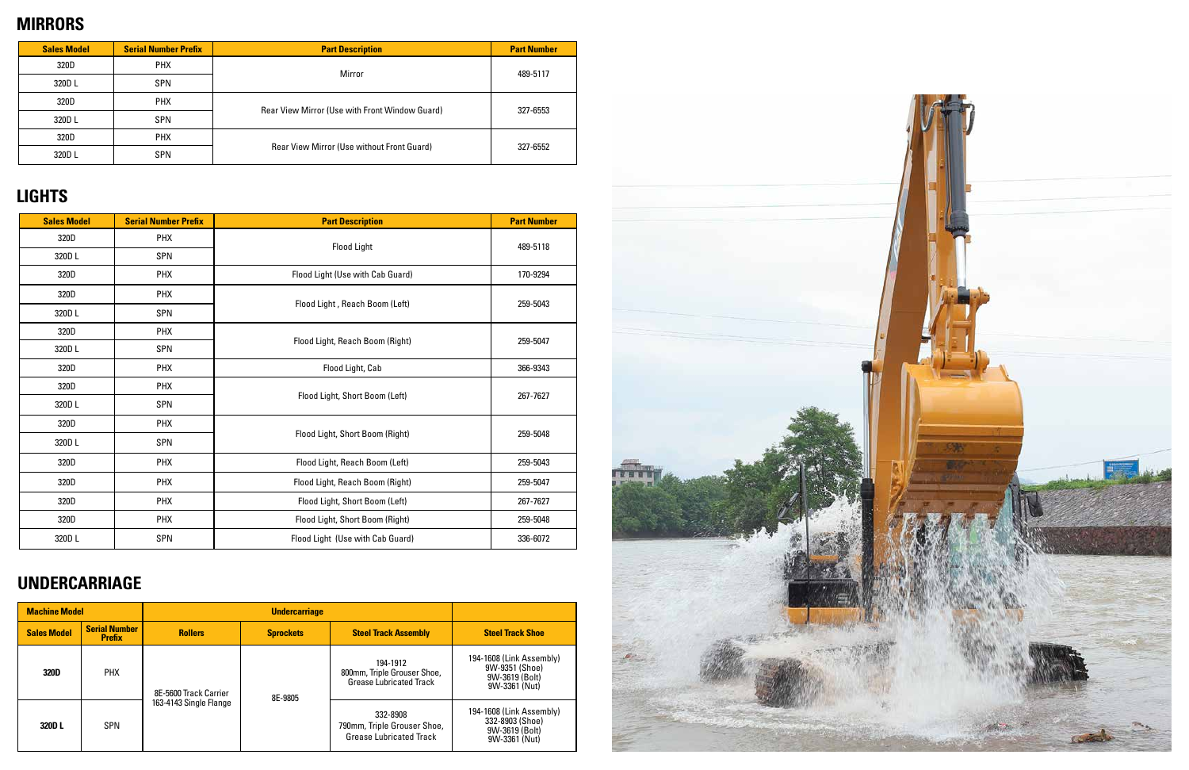## MIRRORS

| Sales Model | Serial Number Prefix | Part Description | Part Number |
|---|---|---|---|
| 320D | PHX | Mirror | 489-5117 |
| 320D L | SPN | | |
| 320D | PHX | Rear View Mirror (Use with Front Window Guard) | 327-6553 |
| 320D L | SPN | | |
| 320D | PHX | Rear View Mirror (Use without Front Guard) | 327-6552 |
| 320D L | SPN | | |

## LIGHTS

| Sales Model | Serial Number Prefix | Part Description | Part Number |
|---|---|---|---|
| 320D | PHX | Flood Light | 489-5118 |
| 320D L | SPN | | |
| 320D | PHX | Flood Light (Use with Cab Guard) | 170-9294 |
| 320D | PHX | Flood Light , Reach Boom (Left) | 259-5043 |
| 320D L | SPN | | |
| 320D | PHX | Flood Light, Reach Boom (Right) | 259-5047 |
| 320D L | SPN | | |
| 320D | PHX | Flood Light, Cab | 366-9343 |
| 320D | PHX | Flood Light, Short Boom (Left) | 267-7627 |
| 320D L | SPN | | |
| 320D | PHX | Flood Light, Short Boom (Right) | 259-5048 |
| 320D L | SPN | | |
| 320D | PHX | Flood Light, Reach Boom (Left) | 259-5043 |
| 320D | PHX | Flood Light, Reach Boom (Right) | 259-5047 |
| 320D | PHX | Flood Light, Short Boom (Left) | 267-7627 |
| 320D | PHX | Flood Light, Short Boom (Right) | 259-5048 |
| 320D L | SPN | Flood Light (Use with Cab Guard) | 336-6072 |

## UNDERCARRIAGE

| Machine Model | | Undercarriage | | | |
|---|---|---|---|---|---|
| Sales Model | Serial Number Prefix | Rollers | Sprockets | Steel Track Assembly | Steel Track Shoe |
| 320D | PHX | 8E-5600 Track Carrier 163-4143 Single Flange | 8E-9805 | 194-1912 800mm, Triple Grouser Shoe, Grease Lubricated Track | 194-1608 (Link Assembly) 9W-9351 (Shoe) 9W-3619 (Bolt) 9W-3361 (Nut) |
| 320D L | SPN | | | 332-8908 790mm, Triple Grouser Shoe, Grease Lubricated Track | 194-1608 (Link Assembly) 332-8903 (Shoe) 9W-3619 (Bolt) 9W-3361 (Nut) |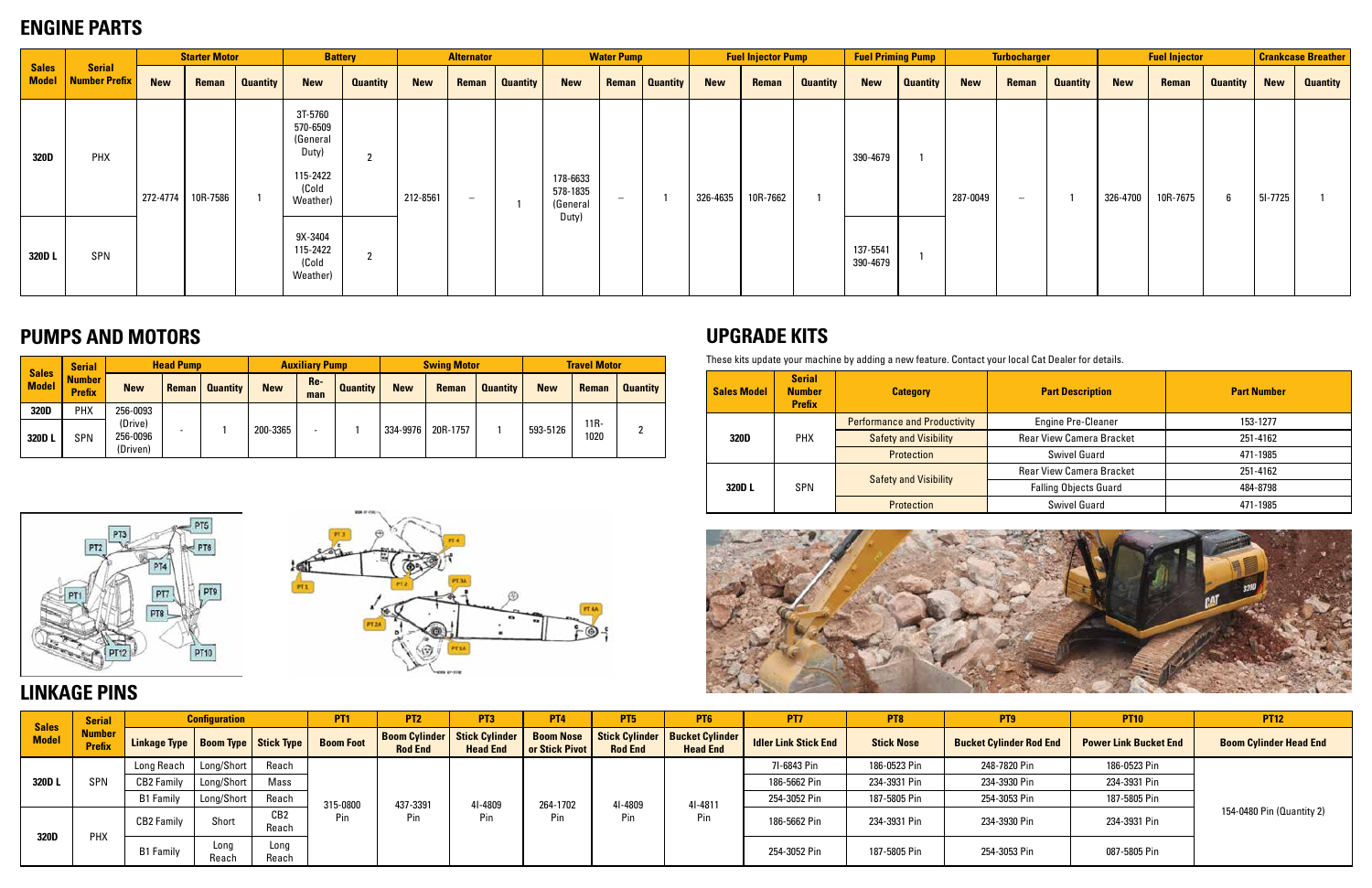## ENGINE PARTS

| Sales Model | Serial Number Prefix | Starter Motor | | | Battery | | Alternator | | | Water Pump | | | Fuel Injector Pump | | | Fuel Priming Pump | | Turbocharger | | | Fuel Injector | | | Crankcase Breather | |
|---|---|---|---|---|---|---|---|---|---|---|---|---|---|---|---|---|---|---|---|---|---|---|---|---|---|
| | | New | Reman | Quantity | New | Quantity | New | Reman | Quantity | New | Reman | Quantity | New | Reman | Quantity | New | Quantity | New | Reman | Quantity | New | Reman | Quantity | New | Quantity |
| 320D | PHX | 272-4774 | 10R-7586 | 1 | 3T-5760 570-6509 (General Duty) 115-2422 (Cold Weather) | 2 | 212-8561 | – | 1 | 178-6633 578-1835 (General Duty) | – | 1 | 326-4635 | 10R-7662 | 1 | 390-4679 | 1 | 287-0049 | – | 1 | 326-4700 | 10R-7675 | 6 | 5I-7725 | 1 |
| 320D L | SPN | 272-4774 | 10R-7586 | 1 | 9X-3404 115-2422 (Cold Weather) | 2 | 212-8561 | – | 1 | 178-6633 578-1835 (General Duty) | – | 1 | 326-4635 | 10R-7662 | 1 | 137-5541 390-4679 | 1 | 287-0049 | – | 1 | 326-4700 | 10R-7675 | 6 | 5I-7725 | 1 |

## PUMPS AND MOTORS

| Sales Model | Serial Number Prefix | Head Pump | | | Auxiliary Pump | | | Swing Motor | | | Travel Motor | | |
|---|---|---|---|---|---|---|---|---|---|---|---|---|---|
| | | New | Reman | Quantity | New | Re-man | Quantity | New | Reman | Quantity | New | Reman | Quantity |
| 320D | PHX | 256-0093 (Drive) 256-0096 (Driven) | - | 1 | 200-3365 | - | 1 | 334-9976 | 20R-1757 | 1 | 593-5126 | 11R-1020 | 2 |
| 320D L | SPN | 256-0093 (Drive) 256-0096 (Driven) | - | 1 | 200-3365 | - | 1 | 334-9976 | 20R-1757 | 1 | 593-5126 | 11R-1020 | 2 |

## UPGRADE KITS

These kits update your machine by adding a new feature. Contact your local Cat Dealer for details.

| Sales Model | Serial Number Prefix | Category | Part Description | Part Number |
|---|---|---|---|---|
| 320D | PHX | Performance and Productivity | Engine Pre-Cleaner | 153-1277 |
| | | Safety and Visibility | Rear View Camera Bracket | 251-4162 |
| | | Protection | Swivel Guard | 471-1985 |
| 320D L | SPN | Safety and Visibility | Rear View Camera Bracket | 251-4162 |
| | | Safety and Visibility | Falling Objects Guard | 484-8798 |
| | | Protection | Swivel Guard | 471-1985 |

## LINKAGE PINS

| Sales Model | Serial Number Prefix | Linkage Type | Boom Type | Stick Type | PT1 Boom Foot | PT2 Boom Cylinder Rod End | PT3 Stick Cylinder Head End | PT4 Boom Nose or Stick Pivot | PT5 Stick Cylinder Rod End | PT6 Bucket Cylinder Head End | PT7 Idler Link Stick End | PT8 Stick Nose | PT9 Bucket Cylinder Rod End | PT10 Power Link Bucket End | PT12 Boom Cylinder Head End |
|---|---|---|---|---|---|---|---|---|---|---|---|---|---|---|---|
| 320D L | SPN | Long Reach | Long/Short | Reach | 315-0800 Pin | 437-3391 Pin | 4I-4809 Pin | 264-1702 Pin | 4I-4809 Pin | 4I-4811 Pin | 7I-6843 Pin | 186-0523 Pin | 248-7820 Pin | 186-0523 Pin | 154-0480 Pin (Quantity 2) |
| | | CB2 Family | Long/Short | Mass | | | | | | | 186-5662 Pin | 234-3931 Pin | 234-3930 Pin | 234-3931 Pin | |
| | | B1 Family | Long/Short | Reach | | | | | | | 254-3052 Pin | 187-5805 Pin | 254-3053 Pin | 187-5805 Pin | |
| 320D | PHX | CB2 Family | Short | CB2 Reach | | | | | | | 186-5662 Pin | 234-3931 Pin | 234-3930 Pin | 234-3931 Pin | |
| | | B1 Family | Long Reach | Long Reach | | | | | | | 254-3052 Pin | 187-5805 Pin | 254-3053 Pin | 087-5805 Pin | |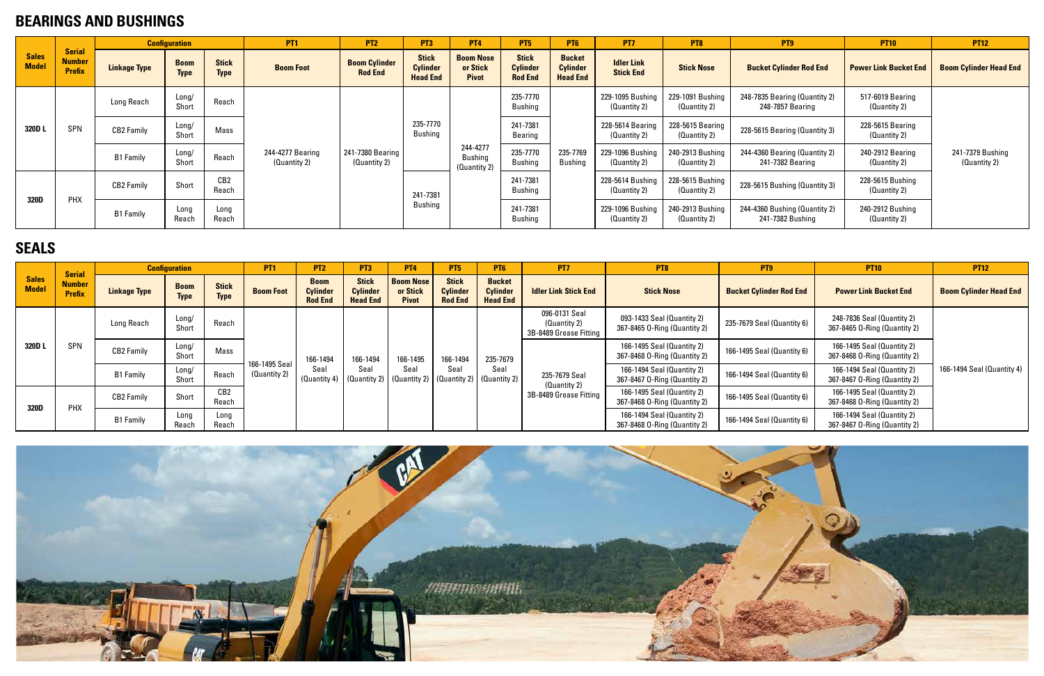## BEARINGS AND BUSHINGS

| Sales Model | Serial Number Prefix | Configuration | | | PT1 | PT2 | PT3 | PT4 | PT5 | PT6 | PT7 | PT8 | PT9 | PT10 | PT12 |
|---|---|---|---|---|---|---|---|---|---|---|---|---|---|---|---|
| | | Linkage Type | Boom Type | Stick Type | Boom Foot | Boom Cylinder Rod End | Stick Cylinder Head End | Boom Nose or Stick Pivot | Stick Cylinder Rod End | Bucket Cylinder Head End | Idler Link Stick End | Stick Nose | Bucket Cylinder Rod End | Power Link Bucket End | Boom Cylinder Head End |
| 320D L | SPN | Long Reach | Long/Short | Reach | 244-4277 Bearing (Quantity 2) | 241-7380 Bearing (Quantity 2) | 235-7770 Bushing | 244-4277 Bushing (Quantity 2) | 235-7770 Bushing | 235-7769 Bushing | 229-1095 Bushing (Quantity 2) | 229-1091 Bushing (Quantity 2) | 248-7835 Bearing (Quantity 2) 248-7857 Bearing | 517-6019 Bearing (Quantity 2) | 241-7379 Bushing (Quantity 2) |
| | | CB2 Family | Long/Short | Mass | | | | | 241-7381 Bearing | | 228-5614 Bearing (Quantity 2) | 228-5615 Bearing (Quantity 2) | 228-5615 Bearing (Quantity 3) | 228-5615 Bearing (Quantity 2) | |
| | | B1 Family | Long/Short | Reach | | | | | 235-7770 Bushing | | 229-1096 Bushing (Quantity 2) | 240-2913 Bushing (Quantity 2) | 244-4360 Bearing (Quantity 2) 241-7382 Bearing | 240-2912 Bearing (Quantity 2) | |
| 320D | PHX | CB2 Family | Short | CB2 Reach | | | 241-7381 Bushing | | 241-7381 Bushing | | 228-5614 Bushing (Quantity 2) | 228-5615 Bushing (Quantity 2) | 228-5615 Bushing (Quantity 3) | 228-5615 Bushing (Quantity 2) | |
| | | B1 Family | Long Reach | Long Reach | | | | | 241-7381 Bushing | | 229-1096 Bushing (Quantity 2) | 240-2913 Bushing (Quantity 2) | 244-4360 Bushing (Quantity 2) 241-7382 Bushing | 240-2912 Bushing (Quantity 2) | |

## SEALS

| Sales Model | Serial Number Prefix | Configuration | | | PT1 | PT2 | PT3 | PT4 | PT5 | PT6 | PT7 | PT8 | PT9 | PT10 | PT12 |
|---|---|---|---|---|---|---|---|---|---|---|---|---|---|---|---|
| | | Linkage Type | Boom Type | Stick Type | Boom Foot | Boom Cylinder Rod End | Stick Cylinder Head End | Boom Nose or Stick Pivot | Stick Cylinder Rod End | Bucket Cylinder Head End | Idler Link Stick End | Stick Nose | Bucket Cylinder Rod End | Power Link Bucket End | Boom Cylinder Head End |
| 320D L | SPN | Long Reach | Long/Short | Reach | 166-1495 Seal (Quantity 2) | 166-1494 Seal (Quantity 4) | 166-1494 Seal (Quantity 2) | 166-1495 Seal (Quantity 2) | 166-1494 Seal (Quantity 2) | 235-7679 Seal (Quantity 2) | 096-0131 Seal (Quantity 2) 3B-8489 Grease Fitting | 093-1433 Seal (Quantity 2) 367-8465 O-Ring (Quantity 2) | 235-7679 Seal (Quantity 6) | 248-7836 Seal (Quantity 2) 367-8465 O-Ring (Quantity 2) | 166-1494 Seal (Quantity 4) |
| | | CB2 Family | Long/Short | Mass | | | | | | | 235-7679 Seal (Quantity 2) 3B-8489 Grease Fitting | 166-1495 Seal (Quantity 2) 367-8468 O-Ring (Quantity 2) | 166-1495 Seal (Quantity 6) | 166-1495 Seal (Quantity 2) 367-8468 O-Ring (Quantity 2) | |
| | | B1 Family | Long/Short | Reach | | | | | | | | 166-1494 Seal (Quantity 2) 367-8467 O-Ring (Quantity 2) | 166-1494 Seal (Quantity 6) | 166-1494 Seal (Quantity 2) 367-8467 O-Ring (Quantity 2) | |
| 320D | PHX | CB2 Family | Short | CB2 Reach | | | | | | | | 166-1495 Seal (Quantity 2) 367-8468 O-Ring (Quantity 2) | 166-1495 Seal (Quantity 6) | 166-1495 Seal (Quantity 2) 367-8468 O-Ring (Quantity 2) | |
| | | B1 Family | Long Reach | Long Reach | | | | | | | | 166-1494 Seal (Quantity 2) 367-8468 O-Ring (Quantity 2) | 166-1494 Seal (Quantity 6) | 166-1494 Seal (Quantity 2) 367-8467 O-Ring (Quantity 2) | |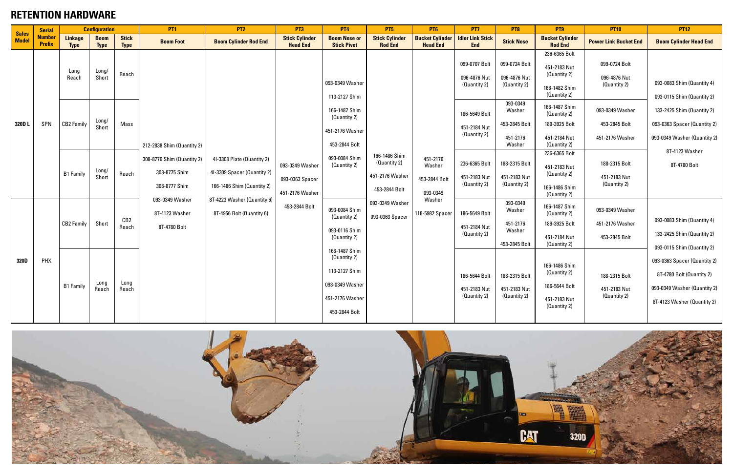## RETENTION HARDWARE

| Sales Model | Serial Number Prefix | Configuration | | | PT1 | PT2 | PT3 | PT4 | PT5 | PT6 | PT7 | PT8 | PT9 | PT10 | PT12 |
|---|---|---|---|---|---|---|---|---|---|---|---|---|---|---|---|
| | | Linkage Type | Boom Type | Stick Type | Boom Foot | Boom Cylinder Rod End | Stick Cylinder Head End | Boom Nose or Stick Pivot | Stick Cylinder Rod End | Bucket Cylinder Head End | Idler Link Stick End | Stick Nose | Bucket Cylinder Rod End | Power Link Bucket End | Boom Cylinder Head End |
| 320D L | SPN | Long Reach | Long/ Short | Reach | 212-2838 Shim (Quantity 2) 308-8776 Shim (Quantity 2) 308-8775 Shim 308-8777 Shim 093-0349 Washer 8T-4123 Washer 8T-4780 Bolt | 4I-3308 Plate (Quantity 2) 4I-3309 Spacer (Quantity 2) 166-1486 Shim (Quantity 2) 8T-4223 Washer (Quantity 6) 8T-4956 Bolt (Quantity 6) | 093-0349 Washer 093-0363 Spacer 451-2176 Washer 453-2844 Bolt | 093-0349 Washer 113-2127 Shim 166-1487 Shim (Quantity 2) 451-2176 Washer 453-2844 Bolt | 166-1486 Shim (Quantity 2) 451-2176 Washer 453-2844 Bolt 093-0349 Washer 093-0363 Spacer | 451-2176 Washer 453-2844 Bolt 093-0349 Washer 118-5982 Spacer | 099-0707 Bolt 096-4876 Nut (Quantity 2) | 099-0724 Bolt 096-4876 Nut (Quantity 2) | 236-6365 Bolt 451-2183 Nut (Quantity 2) 166-1482 Shim (Quantity 2) | 099-0724 Bolt 096-4876 Nut (Quantity 2) | 093-0083 Shim (Quantity 4) 093-0115 Shim (Quantity 2) 133-2425 Shim (Quantity 2) 093-0363 Spacer (Quantity 2) 093-0349 Washer (Quantity 2) 8T-4123 Washer 8T-4780 Bolt |
| | | CB2 Family | Long/ Short | Mass | | | | | | | 186-5649 Bolt 451-2184 Nut (Quantity 2) | 093-0349 Washer 453-2845 Bolt 451-2176 Washer | 166-1487 Shim (Quantity 2) 189-3925 Bolt 451-2184 Nut (Quantity 2) | 093-0349 Washer 453-2845 Bolt 451-2176 Washer | |
| | | B1 Family | Long/ Short | Reach | | | | 093-0084 Shim (Quantity 2) | | | 236-6365 Bolt 451-2183 Nut (Quantity 2) | 188-2315 Bolt 451-2183 Nut (Quantity 2) | 236-6365 Bolt 451-2183 Nut (Quantity 2) 166-1486 Shim (Quantity 2) | 188-2315 Bolt 451-2183 Nut (Quantity 2) | |
| 320D | PHX | CB2 Family | Short | CB2 Reach | | | | 093-0084 Shim (Quantity 2) 093-0116 Shim (Quantity 2) 166-1487 Shim (Quantity 2) 113-2127 Shim 093-0349 Washer 451-2176 Washer 453-2844 Bolt | | | 186-5649 Bolt 451-2184 Nut (Quantity 2) | 093-0349 Washer 451-2176 Washer 453-2845 Bolt | 166-1487 Shim (Quantity 2) 189-3925 Bolt 451-2184 Nut (Quantity 2) | 093-0349 Washer 451-2176 Washer 453-2845 Bolt | 093-0083 Shim (Quantity 4) 133-2425 Shim (Quantity 2) 093-0115 Shim (Quantity 2) 093-0363 Spacer (Quantity 2) 8T-4780 Bolt (Quantity 2) 093-0349 Washer (Quantity 2) 8T-4123 Washer (Quantity 2) |
| | | B1 Family | Long Reach | Long Reach | | | | | | | 186-5644 Bolt 451-2183 Nut (Quantity 2) | 188-2315 Bolt 451-2183 Nut (Quantity 2) | 166-1486 Shim (Quantity 2) 186-5644 Bolt 451-2183 Nut (Quantity 2) | 188-2315 Bolt 451-2183 Nut (Quantity 2) | |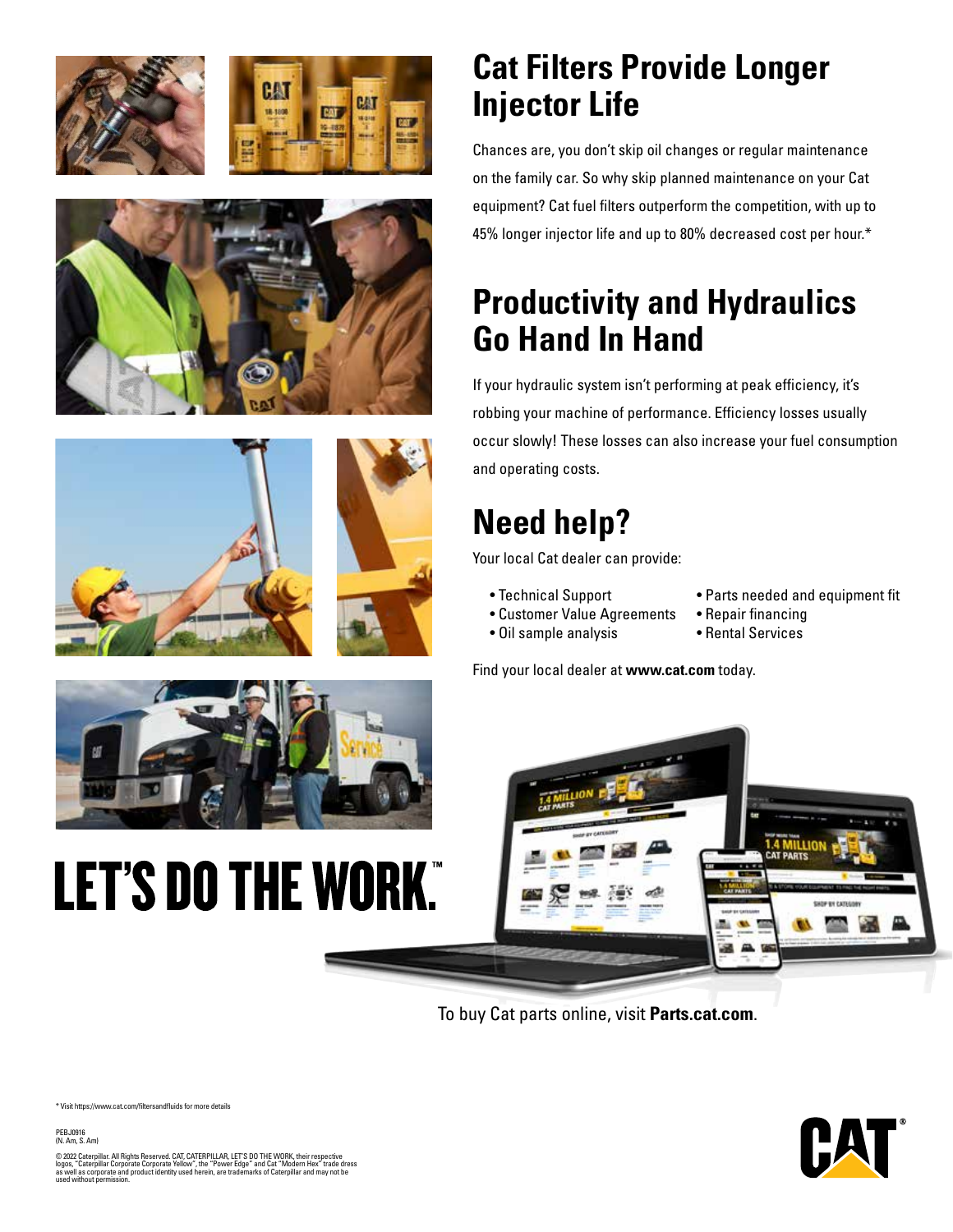## Cat Filters Provide Longer Injector Life

Chances are, you don't skip oil changes or regular maintenance on the family car. So why skip planned maintenance on your Cat equipment? Cat fuel filters outperform the competition, with up to 45% longer injector life and up to 80% decreased cost per hour.*

## Productivity and Hydraulics Go Hand In Hand

If your hydraulic system isn't performing at peak efficiency, it's robbing your machine of performance. Efficiency losses usually occur slowly! These losses can also increase your fuel consumption and operating costs.

## Need help?

Your local Cat dealer can provide:

- Technical Support
- Customer Value Agreements
- Oil sample analysis
- Parts needed and equipment fit
- Repair financing
- Rental Services

Find your local dealer at **www.cat.com** today.

# LET'S DO THE WORK.™

To buy Cat parts online, visit **Parts.cat.com**.

\* Visit https://www.cat.com/filtersandfluids for more details

PEBJ0916
(N. Am, S. Am)

© 2022 Caterpillar. All Rights Reserved. CAT, CATERPILLAR, LET'S DO THE WORK, their respective logos, "Caterpillar Corporate Corporate Yellow", the "Power Edge" and Cat "Modern Hex" trade dress as well as corporate and product identity used herein, are trademarks of Caterpillar and may not be used without permission.